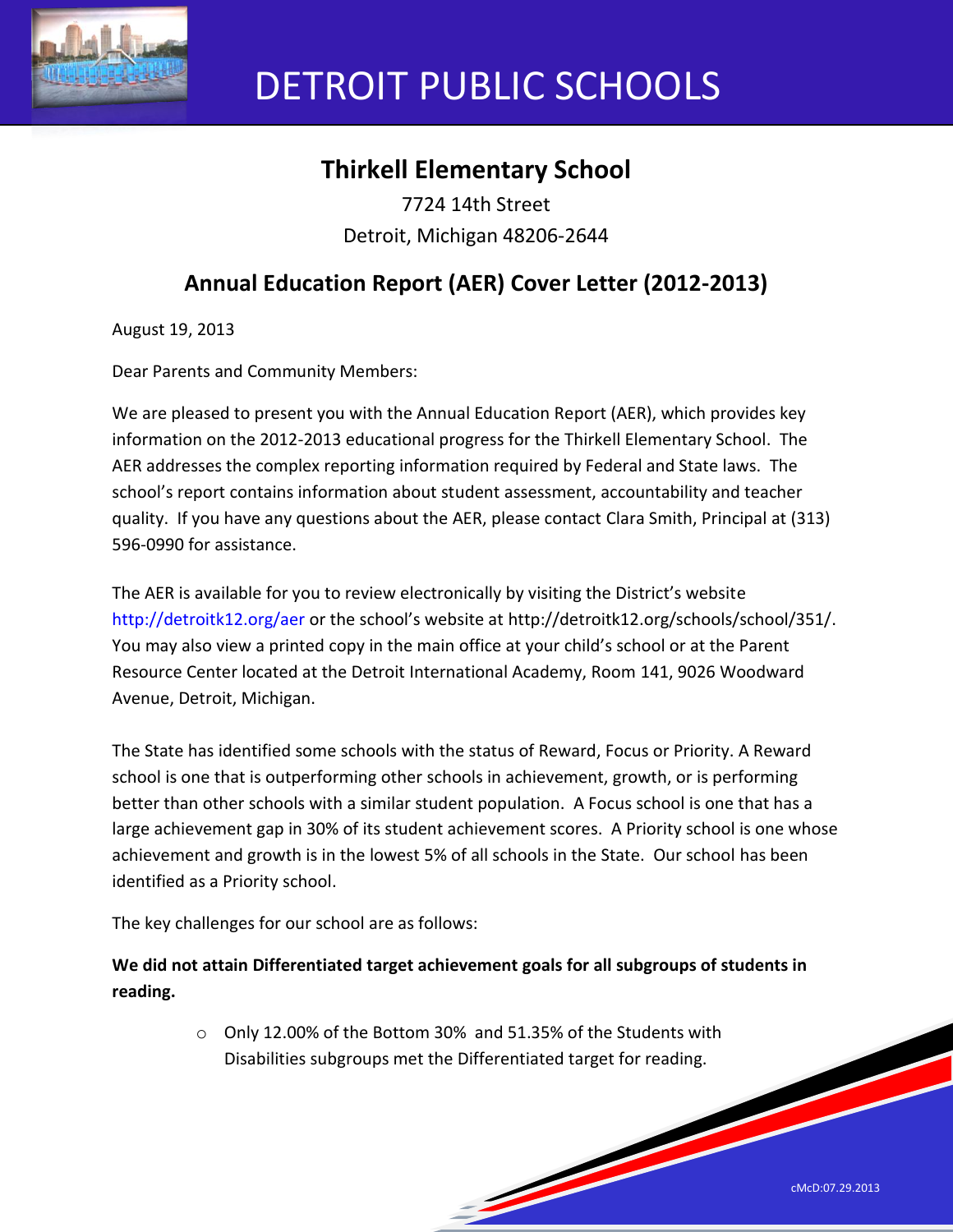# DETROIT PUBLIC SCHOOLS

## Thirkell Elementary School

7724 14th Street
Detroit, Michigan 48206-2644

## Annual Education Report (AER) Cover Letter (2012-2013)

August 19, 2013

Dear Parents and Community Members:

We are pleased to present you with the Annual Education Report (AER), which provides key information on the 2012-2013 educational progress for the Thirkell Elementary School. The AER addresses the complex reporting information required by Federal and State laws. The school's report contains information about student assessment, accountability and teacher quality. If you have any questions about the AER, please contact Clara Smith, Principal at (313) 596-0990 for assistance.

The AER is available for you to review electronically by visiting the District's website http://detroitk12.org/aer or the school's website at http://detroitk12.org/schools/school/351/. You may also view a printed copy in the main office at your child's school or at the Parent Resource Center located at the Detroit International Academy, Room 141, 9026 Woodward Avenue, Detroit, Michigan.

The State has identified some schools with the status of Reward, Focus or Priority. A Reward school is one that is outperforming other schools in achievement, growth, or is performing better than other schools with a similar student population. A Focus school is one that has a large achievement gap in 30% of its student achievement scores. A Priority school is one whose achievement and growth is in the lowest 5% of all schools in the State. Our school has been identified as a Priority school.

The key challenges for our school are as follows:

**We did not attain Differentiated target achievement goals for all subgroups of students in reading.**

- Only 12.00% of the Bottom 30% and 51.35% of the Students with Disabilities subgroups met the Differentiated target for reading.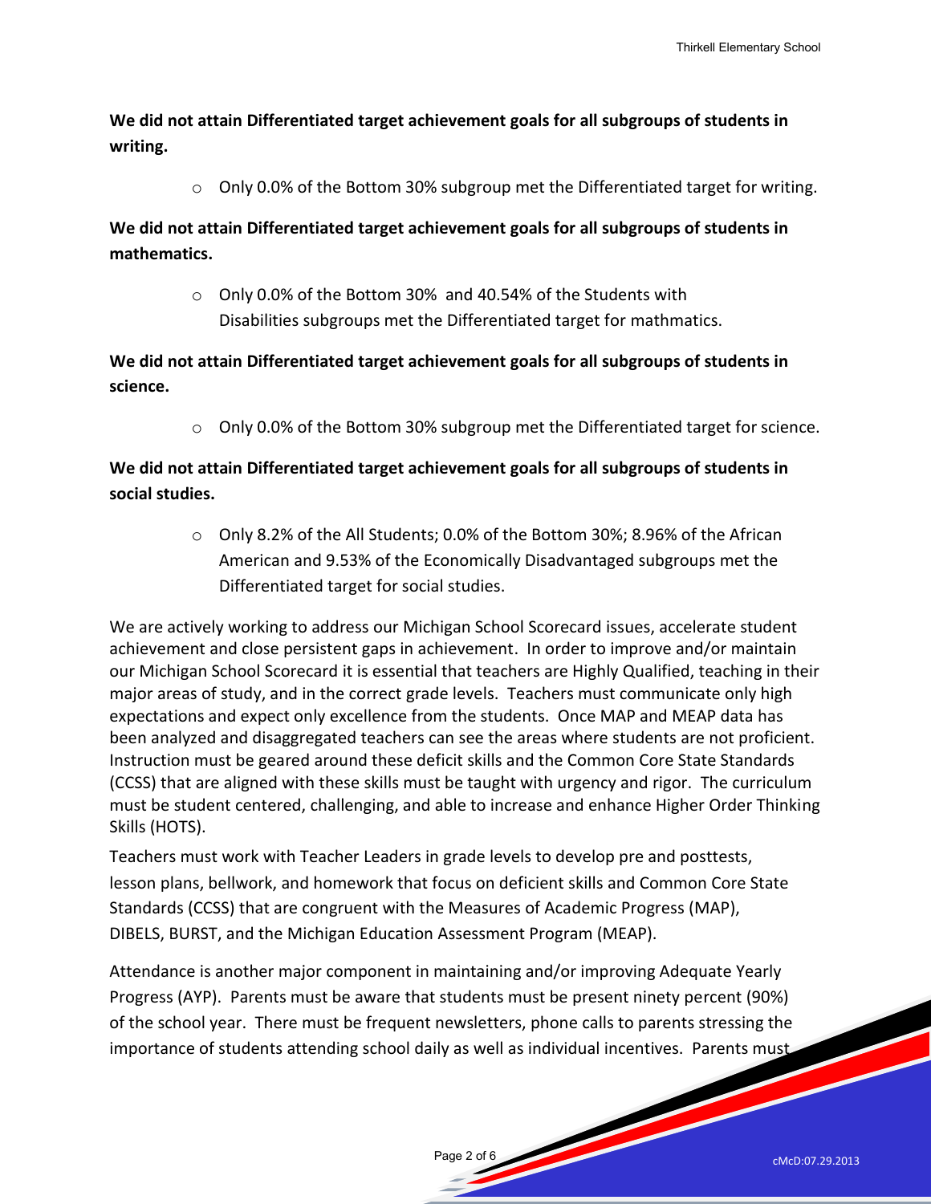**We did not attain Differentiated target achievement goals for all subgroups of students in writing.**

- Only 0.0% of the Bottom 30% subgroup met the Differentiated target for writing.

**We did not attain Differentiated target achievement goals for all subgroups of students in mathematics.**

- Only 0.0% of the Bottom 30% and 40.54% of the Students with Disabilities subgroups met the Differentiated target for mathmatics.

**We did not attain Differentiated target achievement goals for all subgroups of students in science.**

- Only 0.0% of the Bottom 30% subgroup met the Differentiated target for science.

**We did not attain Differentiated target achievement goals for all subgroups of students in social studies.**

- Only 8.2% of the All Students; 0.0% of the Bottom 30%; 8.96% of the African American and 9.53% of the Economically Disadvantaged subgroups met the Differentiated target for social studies.

We are actively working to address our Michigan School Scorecard issues, accelerate student achievement and close persistent gaps in achievement. In order to improve and/or maintain our Michigan School Scorecard it is essential that teachers are Highly Qualified, teaching in their major areas of study, and in the correct grade levels. Teachers must communicate only high expectations and expect only excellence from the students. Once MAP and MEAP data has been analyzed and disaggregated teachers can see the areas where students are not proficient. Instruction must be geared around these deficit skills and the Common Core State Standards (CCSS) that are aligned with these skills must be taught with urgency and rigor. The curriculum must be student centered, challenging, and able to increase and enhance Higher Order Thinking Skills (HOTS).

Teachers must work with Teacher Leaders in grade levels to develop pre and posttests, lesson plans, bellwork, and homework that focus on deficient skills and Common Core State Standards (CCSS) that are congruent with the Measures of Academic Progress (MAP), DIBELS, BURST, and the Michigan Education Assessment Program (MEAP).

Attendance is another major component in maintaining and/or improving Adequate Yearly Progress (AYP). Parents must be aware that students must be present ninety percent (90%) of the school year. There must be frequent newsletters, phone calls to parents stressing the importance of students attending school daily as well as individual incentives. Parents must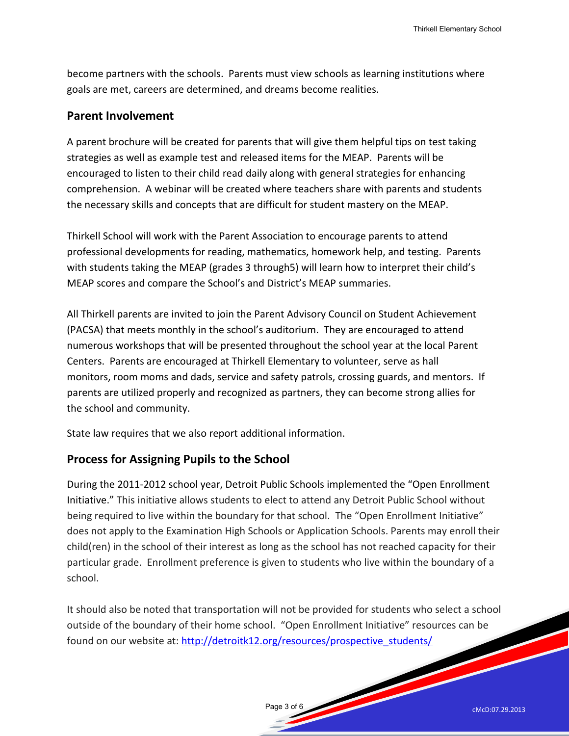become partners with the schools. Parents must view schools as learning institutions where goals are met, careers are determined, and dreams become realities.

## Parent Involvement

A parent brochure will be created for parents that will give them helpful tips on test taking strategies as well as example test and released items for the MEAP. Parents will be encouraged to listen to their child read daily along with general strategies for enhancing comprehension. A webinar will be created where teachers share with parents and students the necessary skills and concepts that are difficult for student mastery on the MEAP.

Thirkell School will work with the Parent Association to encourage parents to attend professional developments for reading, mathematics, homework help, and testing. Parents with students taking the MEAP (grades 3 through5) will learn how to interpret their child's MEAP scores and compare the School's and District's MEAP summaries.

All Thirkell parents are invited to join the Parent Advisory Council on Student Achievement (PACSA) that meets monthly in the school's auditorium. They are encouraged to attend numerous workshops that will be presented throughout the school year at the local Parent Centers. Parents are encouraged at Thirkell Elementary to volunteer, serve as hall monitors, room moms and dads, service and safety patrols, crossing guards, and mentors. If parents are utilized properly and recognized as partners, they can become strong allies for the school and community.

State law requires that we also report additional information.

## Process for Assigning Pupils to the School

During the 2011-2012 school year, Detroit Public Schools implemented the "Open Enrollment Initiative." This initiative allows students to elect to attend any Detroit Public School without being required to live within the boundary for that school. The "Open Enrollment Initiative" does not apply to the Examination High Schools or Application Schools. Parents may enroll their child(ren) in the school of their interest as long as the school has not reached capacity for their particular grade. Enrollment preference is given to students who live within the boundary of a school.

It should also be noted that transportation will not be provided for students who select a school outside of the boundary of their home school. "Open Enrollment Initiative" resources can be found on our website at: [http://detroitk12.org/resources/prospective_students/](http://detroitk12.org/resources/prospective_students/)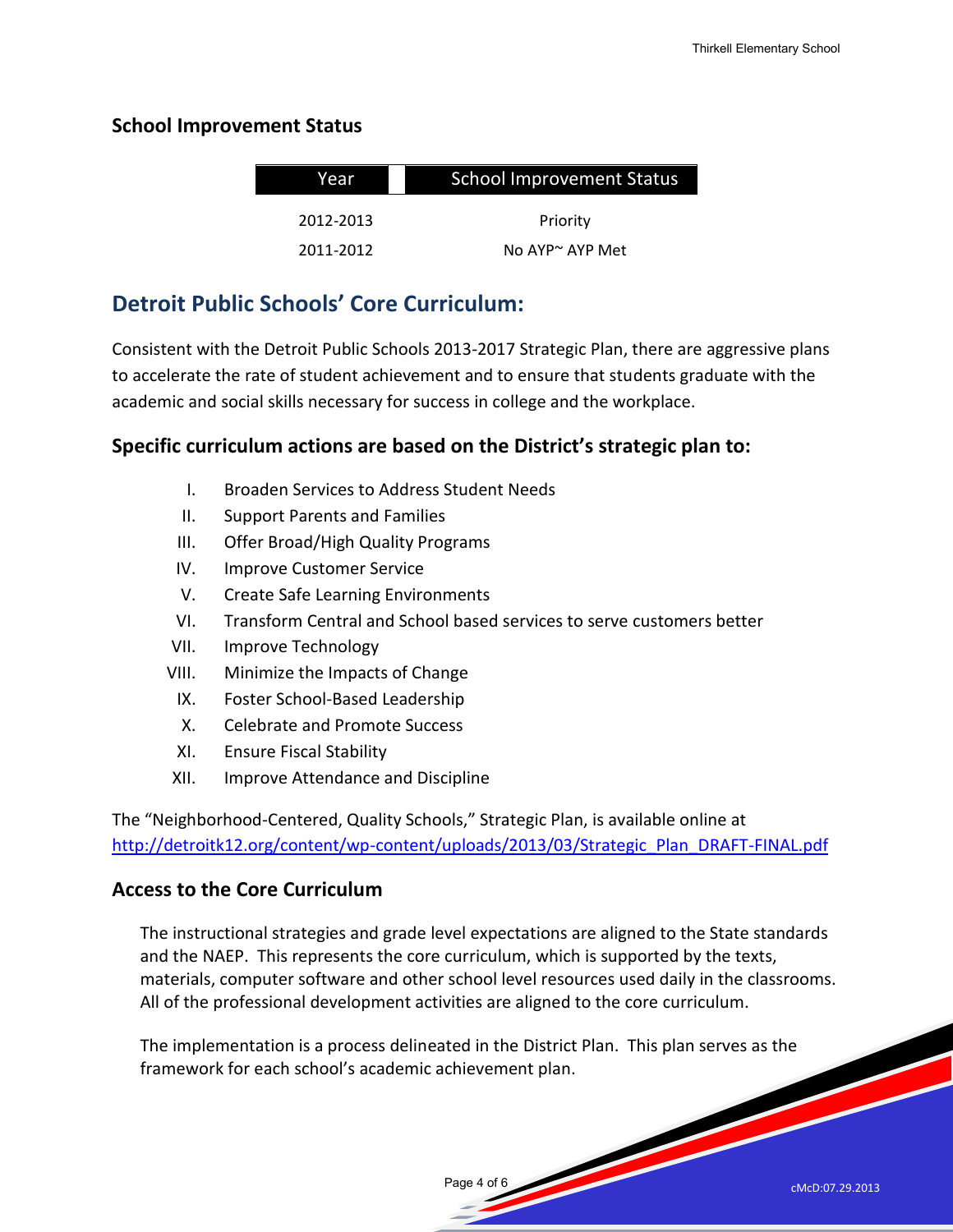## School Improvement Status

| Year | School Improvement Status |
|---|---|
| 2012-2013 | Priority |
| 2011-2012 | No AYP~ AYP Met |

# Detroit Public Schools' Core Curriculum:

Consistent with the Detroit Public Schools 2013-2017 Strategic Plan, there are aggressive plans to accelerate the rate of student achievement and to ensure that students graduate with the academic and social skills necessary for success in college and the workplace.

### Specific curriculum actions are based on the District's strategic plan to:

I. Broaden Services to Address Student Needs
II. Support Parents and Families
III. Offer Broad/High Quality Programs
IV. Improve Customer Service
V. Create Safe Learning Environments
VI. Transform Central and School based services to serve customers better
VII. Improve Technology
VIII. Minimize the Impacts of Change
IX. Foster School-Based Leadership
X. Celebrate and Promote Success
XI. Ensure Fiscal Stability
XII. Improve Attendance and Discipline

The "Neighborhood-Centered, Quality Schools," Strategic Plan, is available online at http://detroitk12.org/content/wp-content/uploads/2013/03/Strategic_Plan_DRAFT-FINAL.pdf

### Access to the Core Curriculum

The instructional strategies and grade level expectations are aligned to the State standards and the NAEP. This represents the core curriculum, which is supported by the texts, materials, computer software and other school level resources used daily in the classrooms. All of the professional development activities are aligned to the core curriculum.

The implementation is a process delineated in the District Plan. This plan serves as the framework for each school's academic achievement plan.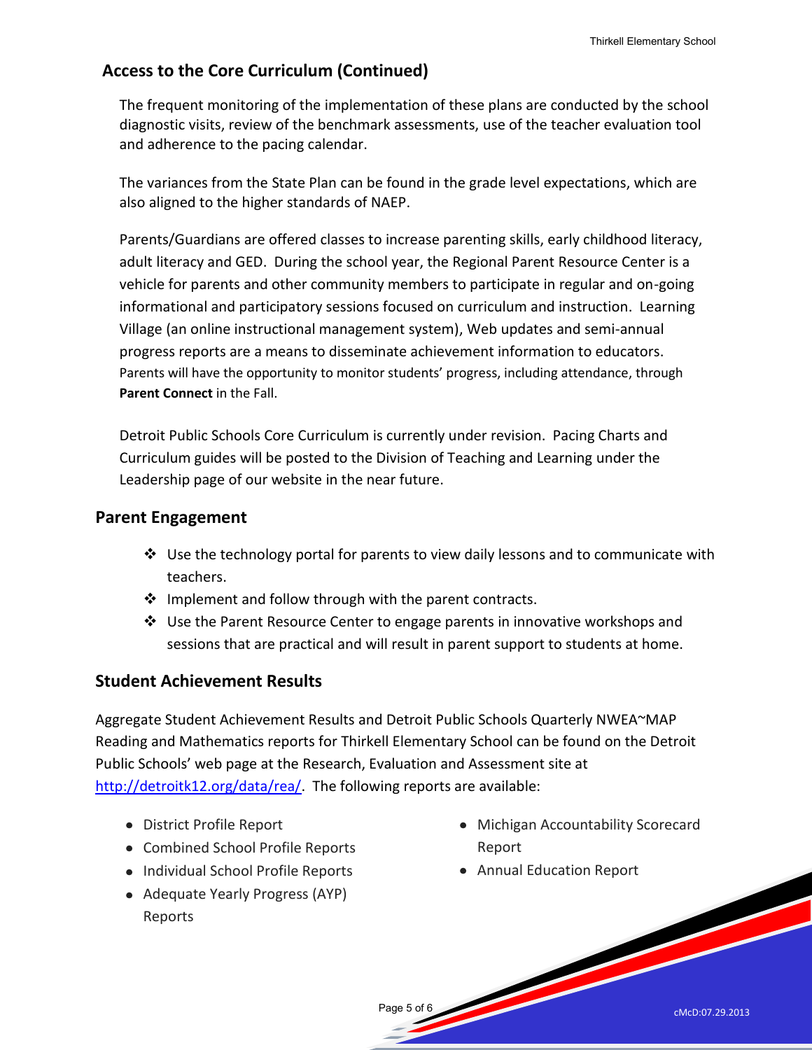## Access to the Core Curriculum (Continued)

The frequent monitoring of the implementation of these plans are conducted by the school diagnostic visits, review of the benchmark assessments, use of the teacher evaluation tool and adherence to the pacing calendar.

The variances from the State Plan can be found in the grade level expectations, which are also aligned to the higher standards of NAEP.

Parents/Guardians are offered classes to increase parenting skills, early childhood literacy, adult literacy and GED. During the school year, the Regional Parent Resource Center is a vehicle for parents and other community members to participate in regular and on-going informational and participatory sessions focused on curriculum and instruction. Learning Village (an online instructional management system), Web updates and semi-annual progress reports are a means to disseminate achievement information to educators. Parents will have the opportunity to monitor students' progress, including attendance, through **Parent Connect** in the Fall.

Detroit Public Schools Core Curriculum is currently under revision. Pacing Charts and Curriculum guides will be posted to the Division of Teaching and Learning under the Leadership page of our website in the near future.

## Parent Engagement

- Use the technology portal for parents to view daily lessons and to communicate with teachers.
- Implement and follow through with the parent contracts.
- Use the Parent Resource Center to engage parents in innovative workshops and sessions that are practical and will result in parent support to students at home.

## Student Achievement Results

Aggregate Student Achievement Results and Detroit Public Schools Quarterly NWEA~MAP Reading and Mathematics reports for Thirkell Elementary School can be found on the Detroit Public Schools' web page at the Research, Evaluation and Assessment site at http://detroitk12.org/data/rea/. The following reports are available:

- District Profile Report
- Combined School Profile Reports
- Individual School Profile Reports
- Adequate Yearly Progress (AYP) Reports
- Michigan Accountability Scorecard Report
- Annual Education Report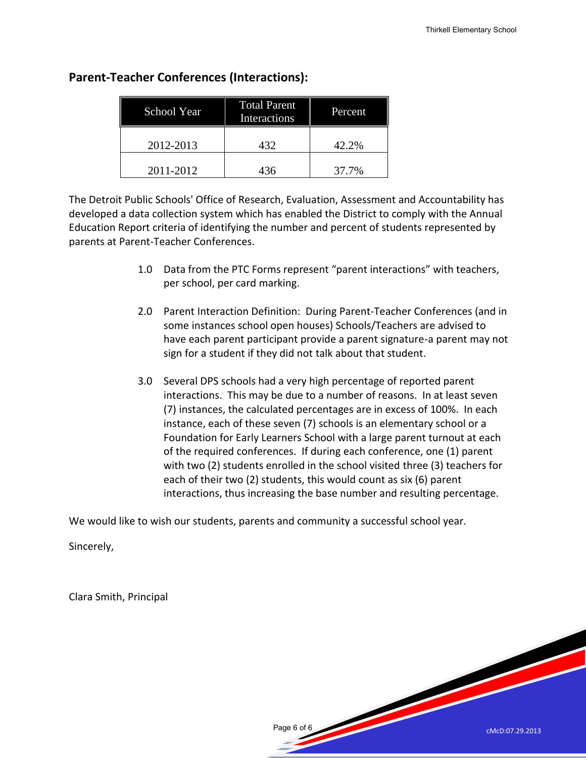## Parent-Teacher Conferences (Interactions):

| School Year | Total Parent Interactions | Percent |
|---|---|---|
| 2012-2013 | 432 | 42.2% |
| 2011-2012 | 436 | 37.7% |

The Detroit Public Schools' Office of Research, Evaluation, Assessment and Accountability has developed a data collection system which has enabled the District to comply with the Annual Education Report criteria of identifying the number and percent of students represented by parents at Parent-Teacher Conferences.

1.0 Data from the PTC Forms represent "parent interactions" with teachers, per school, per card marking.

2.0 Parent Interaction Definition: During Parent-Teacher Conferences (and in some instances school open houses) Schools/Teachers are advised to have each parent participant provide a parent signature-a parent may not sign for a student if they did not talk about that student.

3.0 Several DPS schools had a very high percentage of reported parent interactions. This may be due to a number of reasons. In at least seven (7) instances, the calculated percentages are in excess of 100%. In each instance, each of these seven (7) schools is an elementary school or a Foundation for Early Learners School with a large parent turnout at each of the required conferences. If during each conference, one (1) parent with two (2) students enrolled in the school visited three (3) teachers for each of their two (2) students, this would count as six (6) parent interactions, thus increasing the base number and resulting percentage.

We would like to wish our students, parents and community a successful school year.

Sincerely,

Clara Smith, Principal